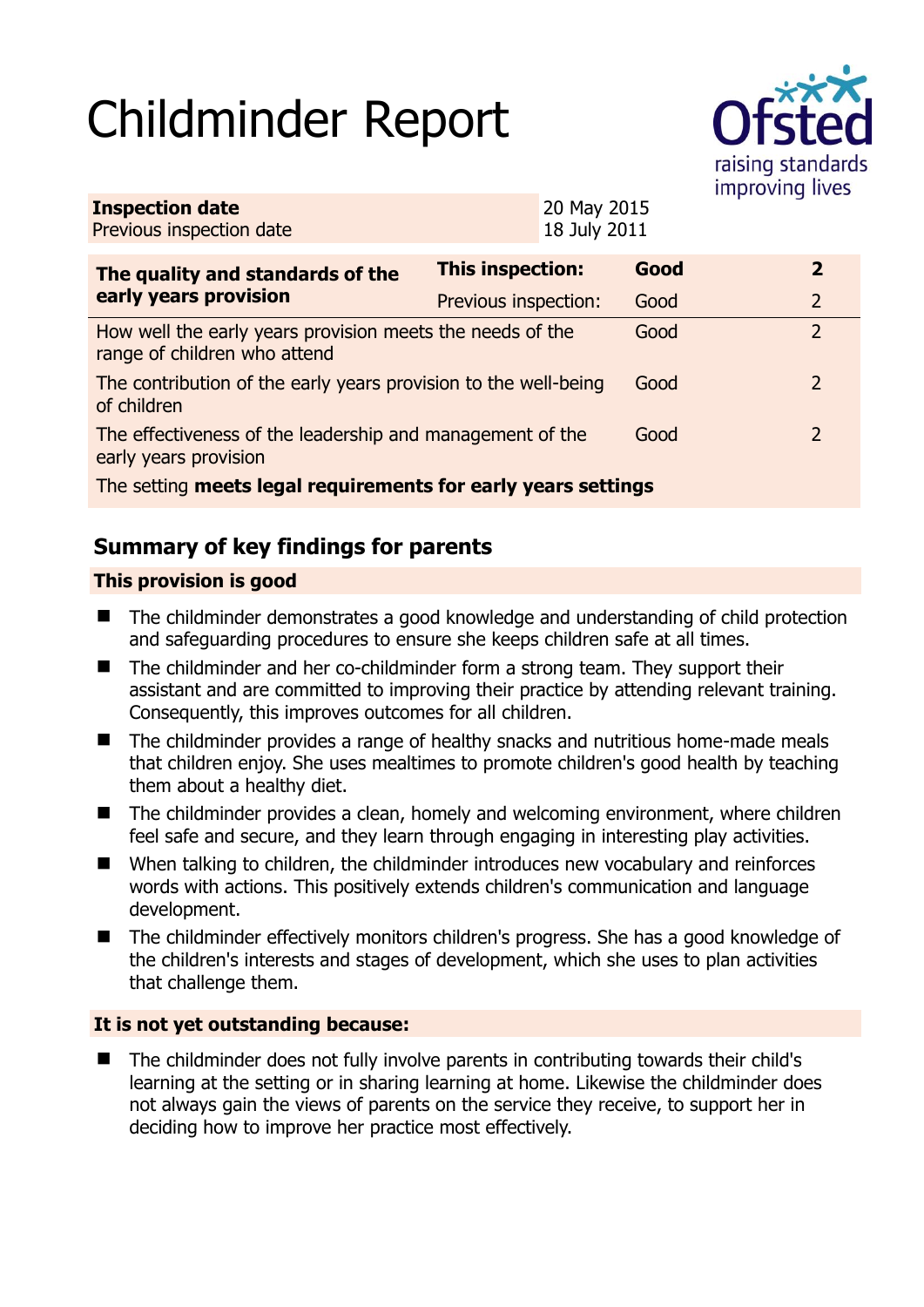# Childminder Report

Ofsted
raising standards
improving lives

| | |
|---|---|
| **Inspection date** | 20 May 2015 |
| Previous inspection date | 18 July 2011 |

| | | | |
|---|---|---|---|
| **The quality and standards of the early years provision** | **This inspection:** | **Good** | **2** |
| | Previous inspection: | Good | 2 |
| How well the early years provision meets the needs of the range of children who attend | | Good | 2 |
| The contribution of the early years provision to the well-being of children | | Good | 2 |
| The effectiveness of the leadership and management of the early years provision | | Good | 2 |
| The setting **meets legal requirements for early years settings** | | | |

## Summary of key findings for parents

### This provision is good

- The childminder demonstrates a good knowledge and understanding of child protection and safeguarding procedures to ensure she keeps children safe at all times.
- The childminder and her co-childminder form a strong team. They support their assistant and are committed to improving their practice by attending relevant training. Consequently, this improves outcomes for all children.
- The childminder provides a range of healthy snacks and nutritious home-made meals that children enjoy. She uses mealtimes to promote children's good health by teaching them about a healthy diet.
- The childminder provides a clean, homely and welcoming environment, where children feel safe and secure, and they learn through engaging in interesting play activities.
- When talking to children, the childminder introduces new vocabulary and reinforces words with actions. This positively extends children's communication and language development.
- The childminder effectively monitors children's progress. She has a good knowledge of the children's interests and stages of development, which she uses to plan activities that challenge them.

### It is not yet outstanding because:

- The childminder does not fully involve parents in contributing towards their child's learning at the setting or in sharing learning at home. Likewise the childminder does not always gain the views of parents on the service they receive, to support her in deciding how to improve her practice most effectively.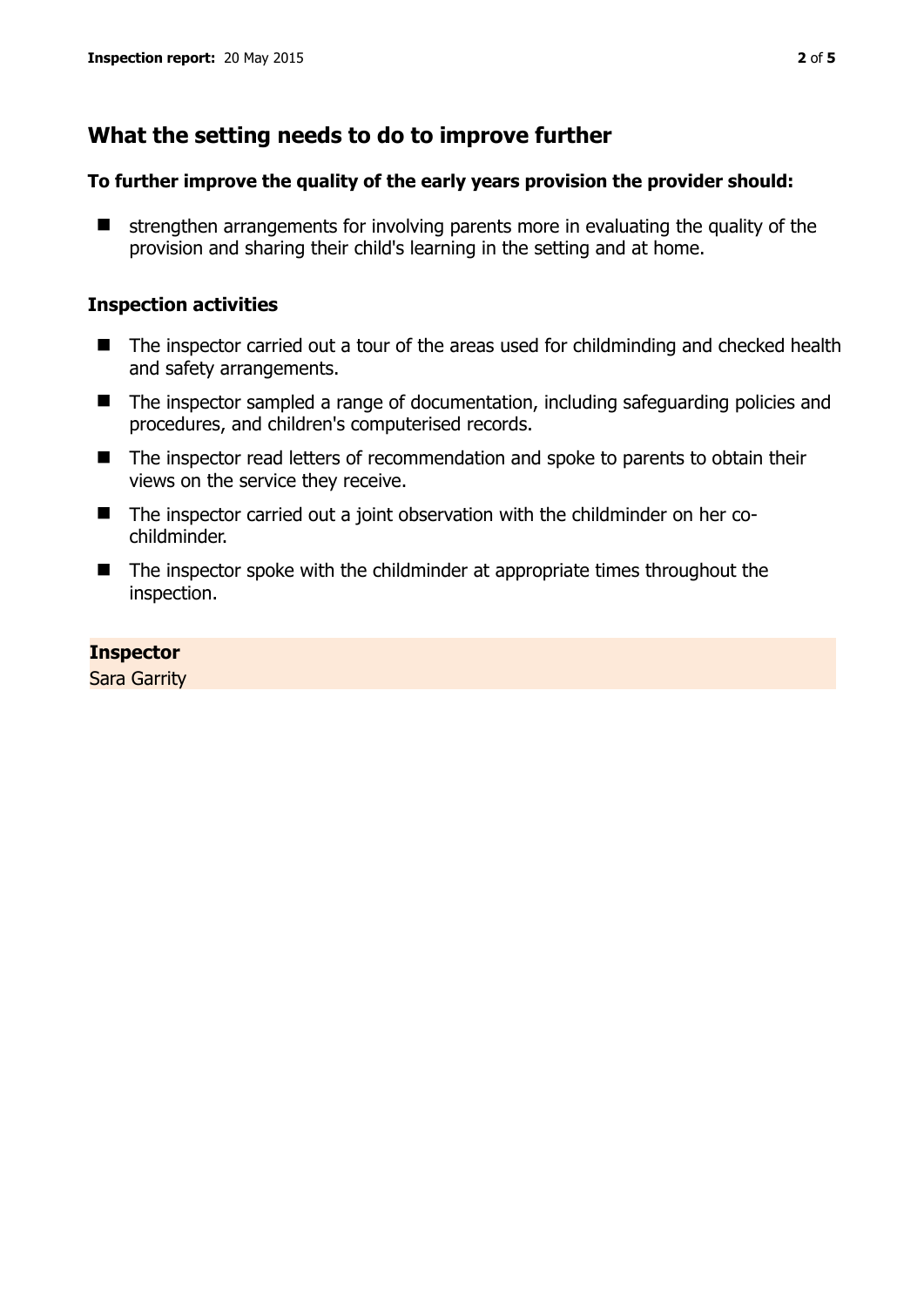## What the setting needs to do to improve further

**To further improve the quality of the early years provision the provider should:**

- strengthen arrangements for involving parents more in evaluating the quality of the provision and sharing their child's learning in the setting and at home.

### Inspection activities

- The inspector carried out a tour of the areas used for childminding and checked health and safety arrangements.
- The inspector sampled a range of documentation, including safeguarding policies and procedures, and children's computerised records.
- The inspector read letters of recommendation and spoke to parents to obtain their views on the service they receive.
- The inspector carried out a joint observation with the childminder on her co-childminder.
- The inspector spoke with the childminder at appropriate times throughout the inspection.

**Inspector**
Sara Garrity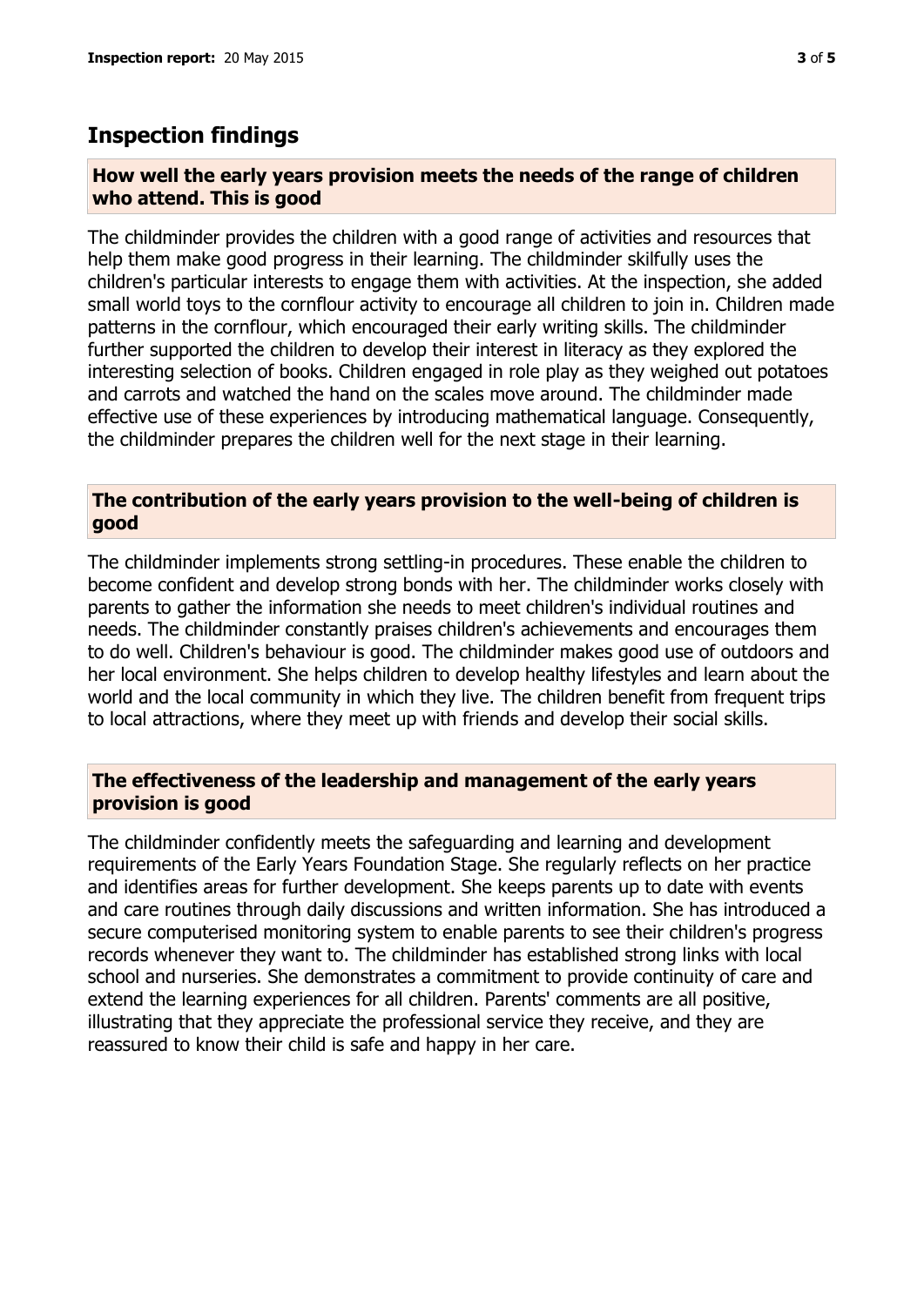## Inspection findings

### How well the early years provision meets the needs of the range of children who attend. This is good

The childminder provides the children with a good range of activities and resources that help them make good progress in their learning. The childminder skilfully uses the children's particular interests to engage them with activities. At the inspection, she added small world toys to the cornflour activity to encourage all children to join in. Children made patterns in the cornflour, which encouraged their early writing skills. The childminder further supported the children to develop their interest in literacy as they explored the interesting selection of books. Children engaged in role play as they weighed out potatoes and carrots and watched the hand on the scales move around. The childminder made effective use of these experiences by introducing mathematical language. Consequently, the childminder prepares the children well for the next stage in their learning.

### The contribution of the early years provision to the well-being of children is good

The childminder implements strong settling-in procedures. These enable the children to become confident and develop strong bonds with her. The childminder works closely with parents to gather the information she needs to meet children's individual routines and needs. The childminder constantly praises children's achievements and encourages them to do well. Children's behaviour is good. The childminder makes good use of outdoors and her local environment. She helps children to develop healthy lifestyles and learn about the world and the local community in which they live. The children benefit from frequent trips to local attractions, where they meet up with friends and develop their social skills.

### The effectiveness of the leadership and management of the early years provision is good

The childminder confidently meets the safeguarding and learning and development requirements of the Early Years Foundation Stage. She regularly reflects on her practice and identifies areas for further development. She keeps parents up to date with events and care routines through daily discussions and written information. She has introduced a secure computerised monitoring system to enable parents to see their children's progress records whenever they want to. The childminder has established strong links with local school and nurseries. She demonstrates a commitment to provide continuity of care and extend the learning experiences for all children. Parents' comments are all positive, illustrating that they appreciate the professional service they receive, and they are reassured to know their child is safe and happy in her care.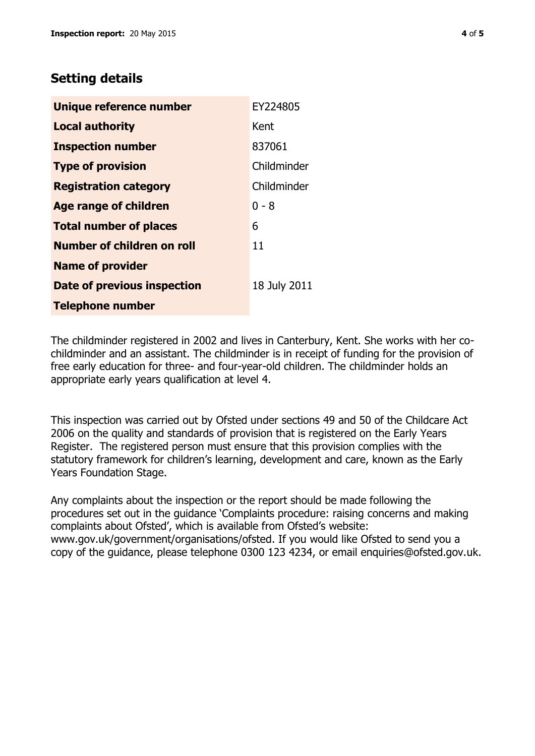## Setting details

| | |
|---|---|
| **Unique reference number** | EY224805 |
| **Local authority** | Kent |
| **Inspection number** | 837061 |
| **Type of provision** | Childminder |
| **Registration category** | Childminder |
| **Age range of children** | 0 - 8 |
| **Total number of places** | 6 |
| **Number of children on roll** | 11 |
| **Name of provider** | |
| **Date of previous inspection** | 18 July 2011 |
| **Telephone number** | |

The childminder registered in 2002 and lives in Canterbury, Kent. She works with her co-childminder and an assistant. The childminder is in receipt of funding for the provision of free early education for three- and four-year-old children. The childminder holds an appropriate early years qualification at level 4.

This inspection was carried out by Ofsted under sections 49 and 50 of the Childcare Act 2006 on the quality and standards of provision that is registered on the Early Years Register. The registered person must ensure that this provision complies with the statutory framework for children's learning, development and care, known as the Early Years Foundation Stage.

Any complaints about the inspection or the report should be made following the procedures set out in the guidance 'Complaints procedure: raising concerns and making complaints about Ofsted', which is available from Ofsted's website: www.gov.uk/government/organisations/ofsted. If you would like Ofsted to send you a copy of the guidance, please telephone 0300 123 4234, or email enquiries@ofsted.gov.uk.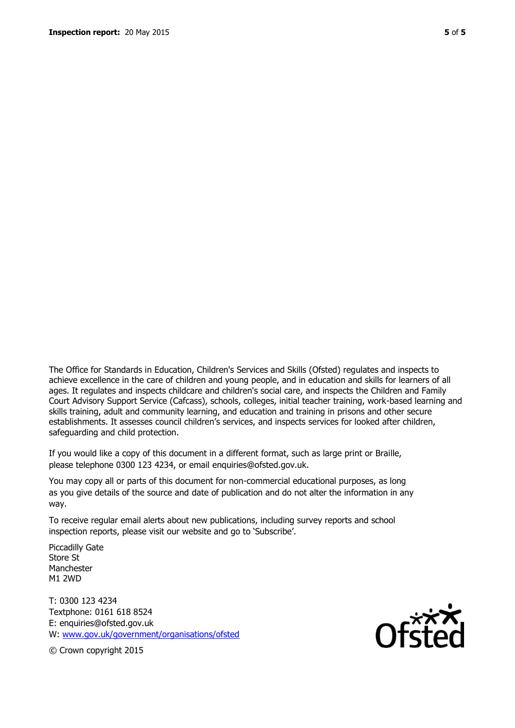The Office for Standards in Education, Children's Services and Skills (Ofsted) regulates and inspects to achieve excellence in the care of children and young people, and in education and skills for learners of all ages. It regulates and inspects childcare and children's social care, and inspects the Children and Family Court Advisory Support Service (Cafcass), schools, colleges, initial teacher training, work-based learning and skills training, adult and community learning, and education and training in prisons and other secure establishments. It assesses council children's services, and inspects services for looked after children, safeguarding and child protection.

If you would like a copy of this document in a different format, such as large print or Braille, please telephone 0300 123 4234, or email enquiries@ofsted.gov.uk.

You may copy all or parts of this document for non-commercial educational purposes, as long as you give details of the source and date of publication and do not alter the information in any way.

To receive regular email alerts about new publications, including survey reports and school inspection reports, please visit our website and go to 'Subscribe'.

Piccadilly Gate
Store St
Manchester
M1 2WD

T: 0300 123 4234
Textphone: 0161 618 8524
E: enquiries@ofsted.gov.uk
W: [www.gov.uk/government/organisations/ofsted](www.gov.uk/government/organisations/ofsted)

© Crown copyright 2015